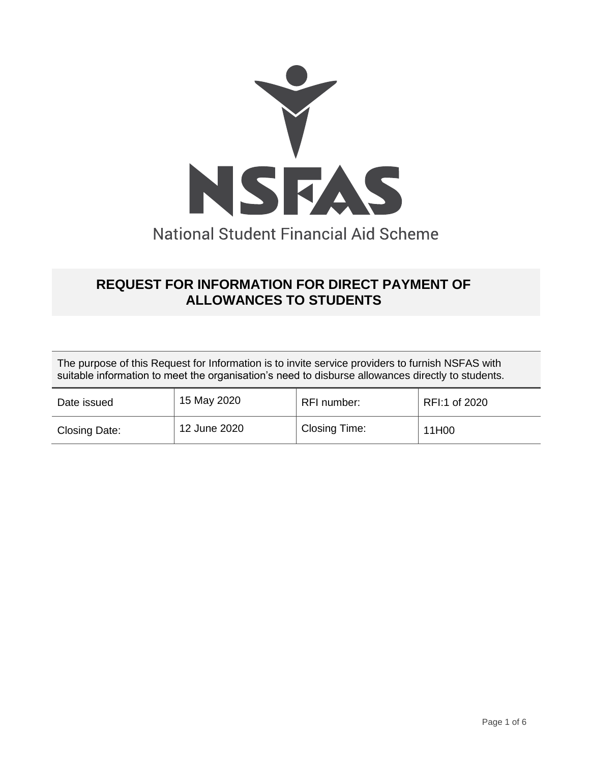NSFAS

National Student Financial Aid Scheme

# REQUEST FOR INFORMATION FOR DIRECT PAYMENT OF ALLOWANCES TO STUDENTS

The purpose of this Request for Information is to invite service providers to furnish NSFAS with suitable information to meet the organisation's need to disburse allowances directly to students.

| Date issued | 15 May 2020 | RFI number: | RFI:1 of 2020 |
|---|---|---|---|
| Closing Date: | 12 June 2020 | Closing Time: | 11H00 |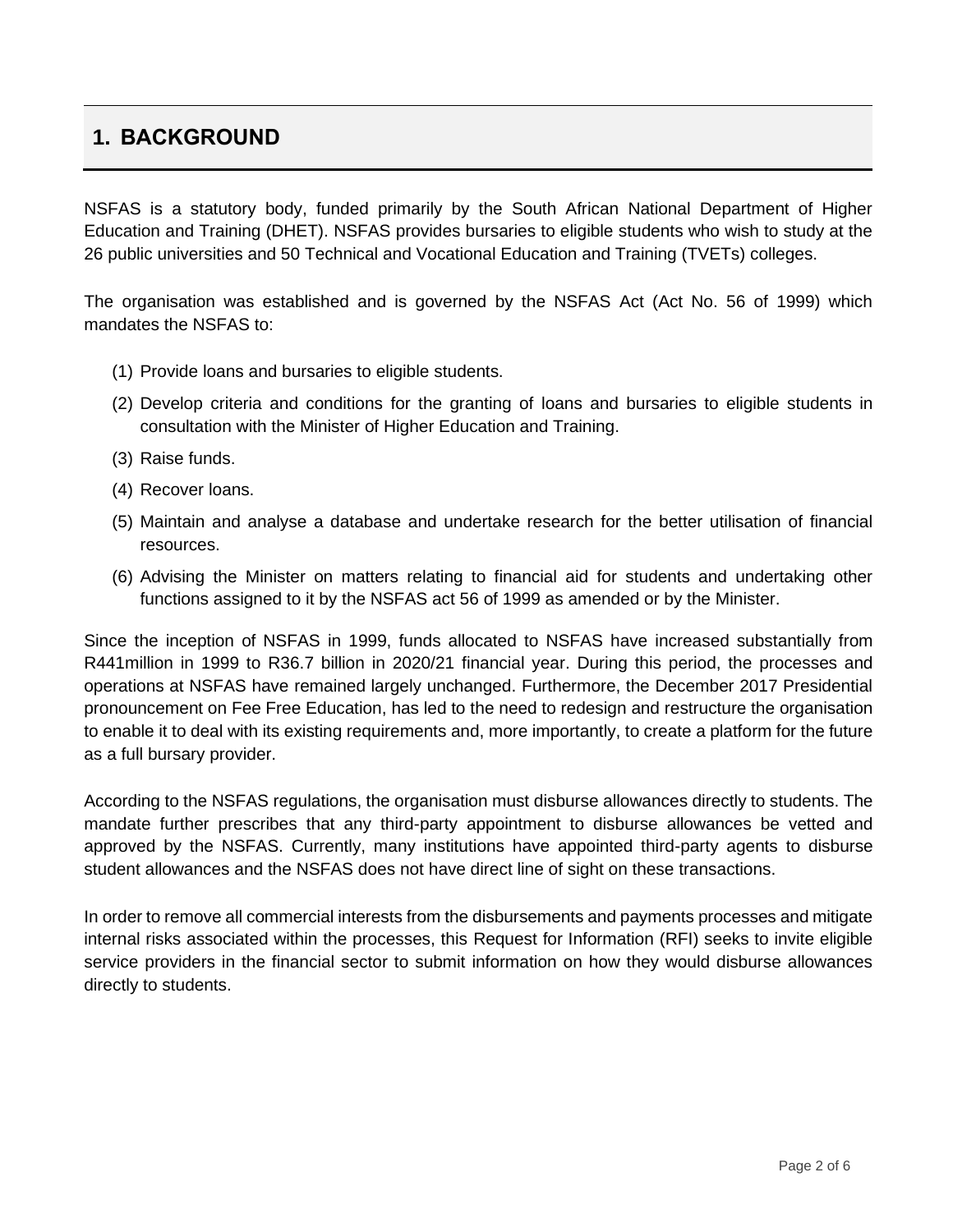## 1. BACKGROUND

NSFAS is a statutory body, funded primarily by the South African National Department of Higher Education and Training (DHET). NSFAS provides bursaries to eligible students who wish to study at the 26 public universities and 50 Technical and Vocational Education and Training (TVETs) colleges.

The organisation was established and is governed by the NSFAS Act (Act No. 56 of 1999) which mandates the NSFAS to:

(1) Provide loans and bursaries to eligible students.

(2) Develop criteria and conditions for the granting of loans and bursaries to eligible students in consultation with the Minister of Higher Education and Training.

(3) Raise funds.

(4) Recover loans.

(5) Maintain and analyse a database and undertake research for the better utilisation of financial resources.

(6) Advising the Minister on matters relating to financial aid for students and undertaking other functions assigned to it by the NSFAS act 56 of 1999 as amended or by the Minister.

Since the inception of NSFAS in 1999, funds allocated to NSFAS have increased substantially from R441million in 1999 to R36.7 billion in 2020/21 financial year. During this period, the processes and operations at NSFAS have remained largely unchanged. Furthermore, the December 2017 Presidential pronouncement on Fee Free Education, has led to the need to redesign and restructure the organisation to enable it to deal with its existing requirements and, more importantly, to create a platform for the future as a full bursary provider.

According to the NSFAS regulations, the organisation must disburse allowances directly to students. The mandate further prescribes that any third-party appointment to disburse allowances be vetted and approved by the NSFAS. Currently, many institutions have appointed third-party agents to disburse student allowances and the NSFAS does not have direct line of sight on these transactions.

In order to remove all commercial interests from the disbursements and payments processes and mitigate internal risks associated within the processes, this Request for Information (RFI) seeks to invite eligible service providers in the financial sector to submit information on how they would disburse allowances directly to students.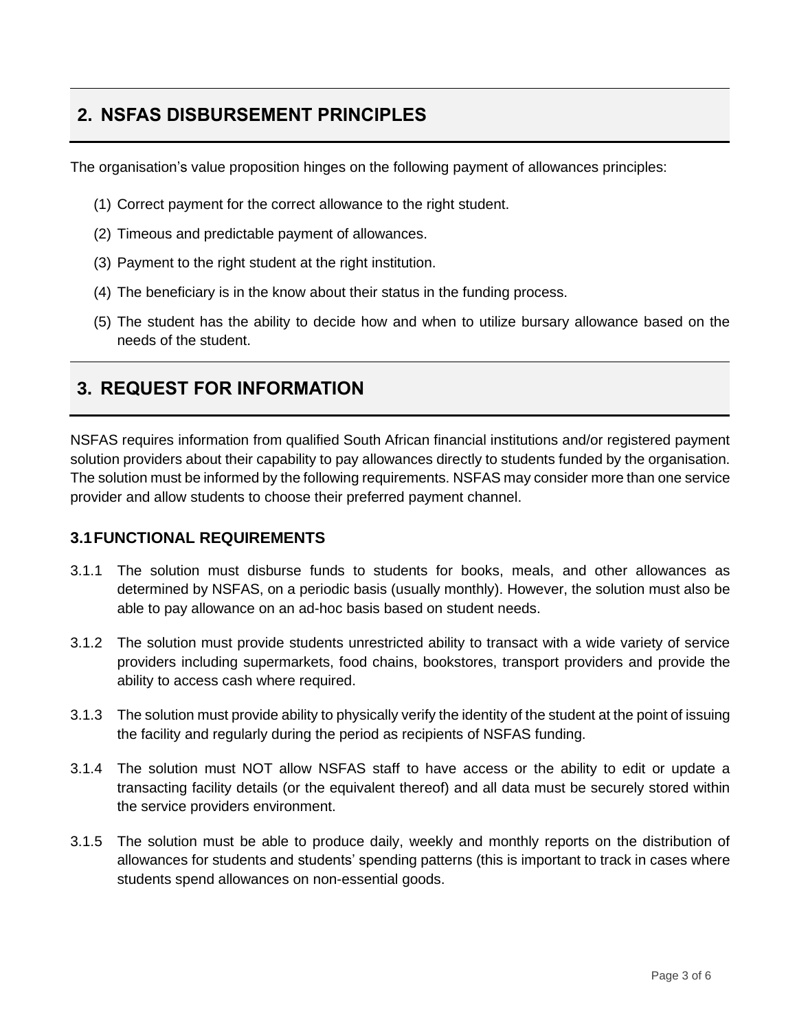## 2. NSFAS DISBURSEMENT PRINCIPLES

The organisation's value proposition hinges on the following payment of allowances principles:

(1) Correct payment for the correct allowance to the right student.

(2) Timeous and predictable payment of allowances.

(3) Payment to the right student at the right institution.

(4) The beneficiary is in the know about their status in the funding process.

(5) The student has the ability to decide how and when to utilize bursary allowance based on the needs of the student.

## 3. REQUEST FOR INFORMATION

NSFAS requires information from qualified South African financial institutions and/or registered payment solution providers about their capability to pay allowances directly to students funded by the organisation. The solution must be informed by the following requirements. NSFAS may consider more than one service provider and allow students to choose their preferred payment channel.

### 3.1 FUNCTIONAL REQUIREMENTS

3.1.1 The solution must disburse funds to students for books, meals, and other allowances as determined by NSFAS, on a periodic basis (usually monthly). However, the solution must also be able to pay allowance on an ad-hoc basis based on student needs.

3.1.2 The solution must provide students unrestricted ability to transact with a wide variety of service providers including supermarkets, food chains, bookstores, transport providers and provide the ability to access cash where required.

3.1.3 The solution must provide ability to physically verify the identity of the student at the point of issuing the facility and regularly during the period as recipients of NSFAS funding.

3.1.4 The solution must NOT allow NSFAS staff to have access or the ability to edit or update a transacting facility details (or the equivalent thereof) and all data must be securely stored within the service providers environment.

3.1.5 The solution must be able to produce daily, weekly and monthly reports on the distribution of allowances for students and students' spending patterns (this is important to track in cases where students spend allowances on non-essential goods.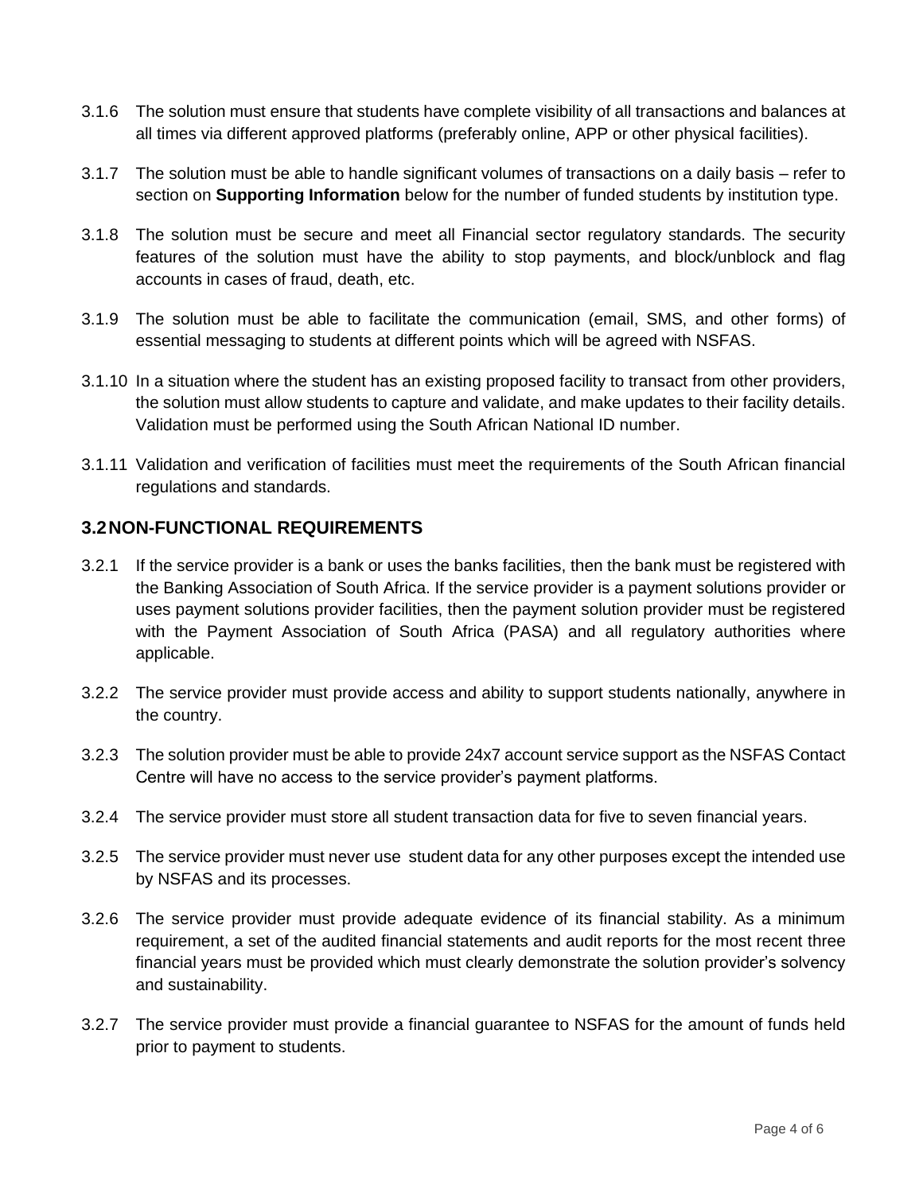3.1.6 The solution must ensure that students have complete visibility of all transactions and balances at all times via different approved platforms (preferably online, APP or other physical facilities).

3.1.7 The solution must be able to handle significant volumes of transactions on a daily basis – refer to section on **Supporting Information** below for the number of funded students by institution type.

3.1.8 The solution must be secure and meet all Financial sector regulatory standards. The security features of the solution must have the ability to stop payments, and block/unblock and flag accounts in cases of fraud, death, etc.

3.1.9 The solution must be able to facilitate the communication (email, SMS, and other forms) of essential messaging to students at different points which will be agreed with NSFAS.

3.1.10 In a situation where the student has an existing proposed facility to transact from other providers, the solution must allow students to capture and validate, and make updates to their facility details. Validation must be performed using the South African National ID number.

3.1.11 Validation and verification of facilities must meet the requirements of the South African financial regulations and standards.

## 3.2 NON-FUNCTIONAL REQUIREMENTS

3.2.1 If the service provider is a bank or uses the banks facilities, then the bank must be registered with the Banking Association of South Africa. If the service provider is a payment solutions provider or uses payment solutions provider facilities, then the payment solution provider must be registered with the Payment Association of South Africa (PASA) and all regulatory authorities where applicable.

3.2.2 The service provider must provide access and ability to support students nationally, anywhere in the country.

3.2.3 The solution provider must be able to provide 24x7 account service support as the NSFAS Contact Centre will have no access to the service provider's payment platforms.

3.2.4 The service provider must store all student transaction data for five to seven financial years.

3.2.5 The service provider must never use student data for any other purposes except the intended use by NSFAS and its processes.

3.2.6 The service provider must provide adequate evidence of its financial stability. As a minimum requirement, a set of the audited financial statements and audit reports for the most recent three financial years must be provided which must clearly demonstrate the solution provider's solvency and sustainability.

3.2.7 The service provider must provide a financial guarantee to NSFAS for the amount of funds held prior to payment to students.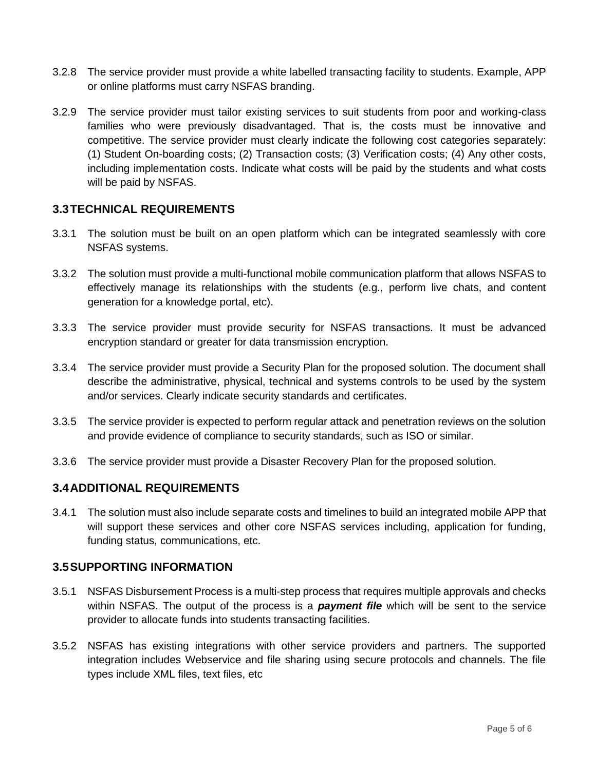3.2.8 The service provider must provide a white labelled transacting facility to students. Example, APP or online platforms must carry NSFAS branding.

3.2.9 The service provider must tailor existing services to suit students from poor and working-class families who were previously disadvantaged. That is, the costs must be innovative and competitive. The service provider must clearly indicate the following cost categories separately: (1) Student On-boarding costs; (2) Transaction costs; (3) Verification costs; (4) Any other costs, including implementation costs. Indicate what costs will be paid by the students and what costs will be paid by NSFAS.

## 3.3 TECHNICAL REQUIREMENTS

3.3.1 The solution must be built on an open platform which can be integrated seamlessly with core NSFAS systems.

3.3.2 The solution must provide a multi-functional mobile communication platform that allows NSFAS to effectively manage its relationships with the students (e.g., perform live chats, and content generation for a knowledge portal, etc).

3.3.3 The service provider must provide security for NSFAS transactions. It must be advanced encryption standard or greater for data transmission encryption.

3.3.4 The service provider must provide a Security Plan for the proposed solution. The document shall describe the administrative, physical, technical and systems controls to be used by the system and/or services. Clearly indicate security standards and certificates.

3.3.5 The service provider is expected to perform regular attack and penetration reviews on the solution and provide evidence of compliance to security standards, such as ISO or similar.

3.3.6 The service provider must provide a Disaster Recovery Plan for the proposed solution.

## 3.4 ADDITIONAL REQUIREMENTS

3.4.1 The solution must also include separate costs and timelines to build an integrated mobile APP that will support these services and other core NSFAS services including, application for funding, funding status, communications, etc.

## 3.5 SUPPORTING INFORMATION

3.5.1 NSFAS Disbursement Process is a multi-step process that requires multiple approvals and checks within NSFAS. The output of the process is a ***payment file*** which will be sent to the service provider to allocate funds into students transacting facilities.

3.5.2 NSFAS has existing integrations with other service providers and partners. The supported integration includes Webservice and file sharing using secure protocols and channels. The file types include XML files, text files, etc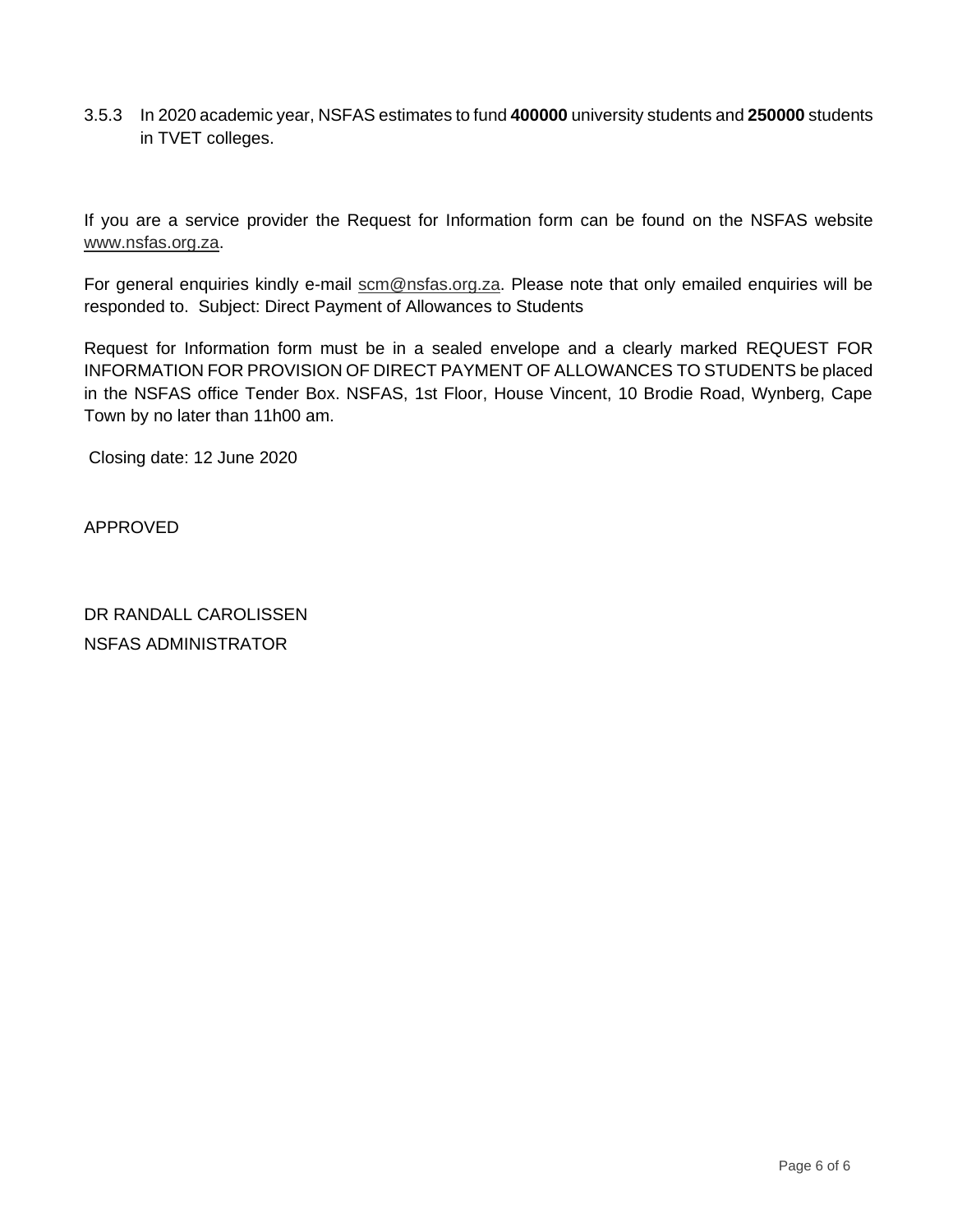3.5.3 In 2020 academic year, NSFAS estimates to fund **400000** university students and **250000** students in TVET colleges.

If you are a service provider the Request for Information form can be found on the NSFAS website www.nsfas.org.za.

For general enquiries kindly e-mail scm@nsfas.org.za. Please note that only emailed enquiries will be responded to. Subject: Direct Payment of Allowances to Students

Request for Information form must be in a sealed envelope and a clearly marked REQUEST FOR INFORMATION FOR PROVISION OF DIRECT PAYMENT OF ALLOWANCES TO STUDENTS be placed in the NSFAS office Tender Box. NSFAS, 1st Floor, House Vincent, 10 Brodie Road, Wynberg, Cape Town by no later than 11h00 am.

Closing date: 12 June 2020

APPROVED

DR RANDALL CAROLISSEN
NSFAS ADMINISTRATOR